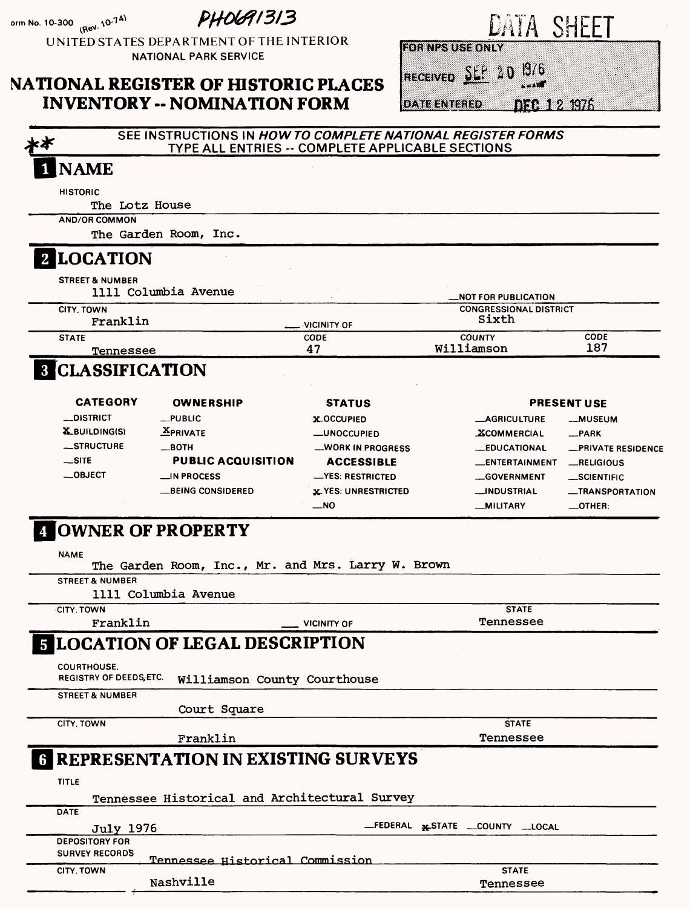Form No. 10-300 (Rev. 10-74)

PH0691313

UNITED STATES DEPARTMENT OF THE INTERIOR
NATIONAL PARK SERVICE

DATA SHEET

# NATIONAL REGISTER OF HISTORIC PLACES INVENTORY -- NOMINATION FORM

| FOR NPS USE ONLY | |
|---|---|
| RECEIVED | SEP 20 1976 |
| DATE ENTERED | DEC 12 1976 |

**

SEE INSTRUCTIONS IN *HOW TO COMPLETE NATIONAL REGISTER FORMS*
TYPE ALL ENTRIES -- COMPLETE APPLICABLE SECTIONS

## 1 NAME

HISTORIC
The Lotz House

AND/OR COMMON
The Garden Room, Inc.

## 2 LOCATION

STREET & NUMBER
1111 Columbia Avenue

__NOT FOR PUBLICATION

CITY, TOWN
Franklin __ VICINITY OF

CONGRESSIONAL DISTRICT
Sixth

| STATE | CODE | COUNTY | CODE |
|---|---|---|---|
| Tennessee | 47 | Williamson | 187 |

## 3 CLASSIFICATION

| CATEGORY | OWNERSHIP | STATUS | PRESENT USE | |
|---|---|---|---|---|
| __DISTRICT | __PUBLIC | X OCCUPIED | __AGRICULTURE | __MUSEUM |
| X BUILDING(S) | X PRIVATE | __UNOCCUPIED | X COMMERCIAL | __PARK |
| __STRUCTURE | __BOTH | __WORK IN PROGRESS | __EDUCATIONAL | __PRIVATE RESIDENCE |
| __SITE | **PUBLIC ACQUISITION** | **ACCESSIBLE** | __ENTERTAINMENT | __RELIGIOUS |
| __OBJECT | __IN PROCESS | __YES: RESTRICTED | __GOVERNMENT | __SCIENTIFIC |
| | __BEING CONSIDERED | X YES: UNRESTRICTED | __INDUSTRIAL | __TRANSPORTATION |
| | | __NO | __MILITARY | __OTHER: |

## 4 OWNER OF PROPERTY

NAME
The Garden Room, Inc., Mr. and Mrs. Larry W. Brown

STREET & NUMBER
1111 Columbia Avenue

CITY, TOWN
Franklin __ VICINITY OF

STATE
Tennessee

## 5 LOCATION OF LEGAL DESCRIPTION

COURTHOUSE, REGISTRY OF DEEDS, ETC.
Williamson County Courthouse

STREET & NUMBER
Court Square

CITY, TOWN
Franklin

STATE
Tennessee

## 6 REPRESENTATION IN EXISTING SURVEYS

TITLE
Tennessee Historical and Architectural Survey

DATE
July 1976 __FEDERAL X STATE __COUNTY __LOCAL

DEPOSITORY FOR SURVEY RECORDS
Tennessee Historical Commission

CITY, TOWN
Nashville

STATE
Tennessee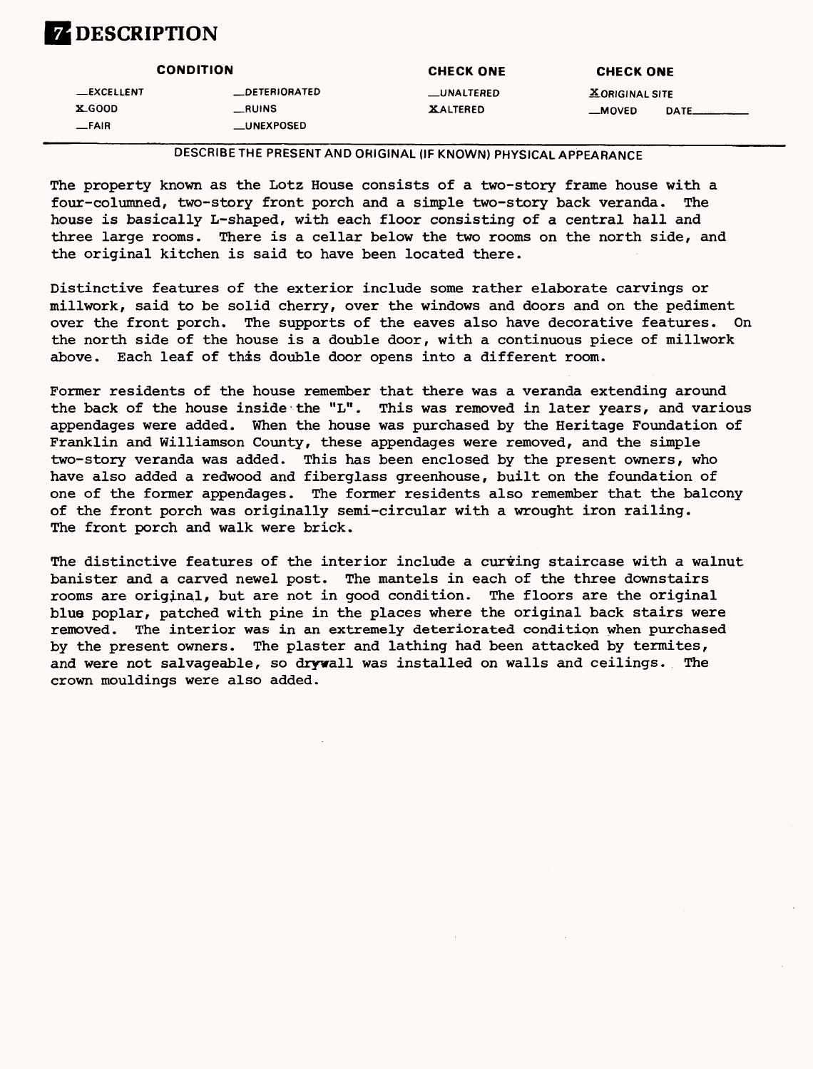# 7 DESCRIPTION

| CONDITION | | CHECK ONE | CHECK ONE |
|---|---|---|---|
| __EXCELLENT | __DETERIORATED | __UNALTERED | X ORIGINAL SITE |
| X GOOD | __RUINS | X ALTERED | __MOVED DATE______ |
| __FAIR | __UNEXPOSED | | |

DESCRIBE THE PRESENT AND ORIGINAL (IF KNOWN) PHYSICAL APPEARANCE

The property known as the Lotz House consists of a two-story frame house with a four-columned, two-story front porch and a simple two-story back veranda. The house is basically L-shaped, with each floor consisting of a central hall and three large rooms. There is a cellar below the two rooms on the north side, and the original kitchen is said to have been located there.

Distinctive features of the exterior include some rather elaborate carvings or millwork, said to be solid cherry, over the windows and doors and on the pediment over the front porch. The supports of the eaves also have decorative features. On the north side of the house is a double door, with a continuous piece of millwork above. Each leaf of this double door opens into a different room.

Former residents of the house remember that there was a veranda extending around the back of the house inside the "L". This was removed in later years, and various appendages were added. When the house was purchased by the Heritage Foundation of Franklin and Williamson County, these appendages were removed, and the simple two-story veranda was added. This has been enclosed by the present owners, who have also added a redwood and fiberglass greenhouse, built on the foundation of one of the former appendages. The former residents also remember that the balcony of the front porch was originally semi-circular with a wrought iron railing. The front porch and walk were brick.

The distinctive features of the interior include a curving staircase with a walnut banister and a carved newel post. The mantels in each of the three downstairs rooms are original, but are not in good condition. The floors are the original blue poplar, patched with pine in the places where the original back stairs were removed. The interior was in an extremely deteriorated condition when purchased by the present owners. The plaster and lathing had been attacked by termites, and were not salvageable, so drywall was installed on walls and ceilings. The crown mouldings were also added.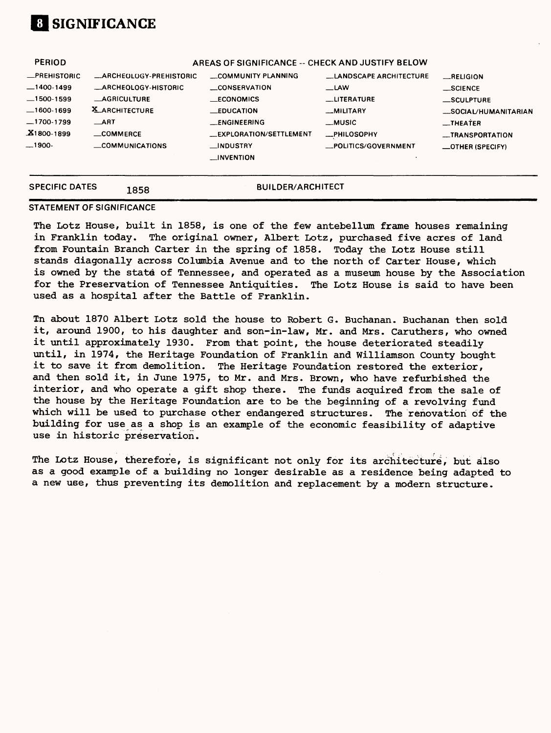# 8 SIGNIFICANCE

| PERIOD | AREAS OF SIGNIFICANCE -- CHECK AND JUSTIFY BELOW | | | |
|---|---|---|---|---|
| _PREHISTORIC | _ARCHEOLOGY-PREHISTORIC | _COMMUNITY PLANNING | _LANDSCAPE ARCHITECTURE | _RELIGION |
| _1400-1499 | _ARCHEOLOGY-HISTORIC | _CONSERVATION | _LAW | _SCIENCE |
| _1500-1599 | _AGRICULTURE | _ECONOMICS | _LITERATURE | _SCULPTURE |
| _1600-1699 | X ARCHITECTURE | _EDUCATION | _MILITARY | _SOCIAL/HUMANITARIAN |
| _1700-1799 | _ART | _ENGINEERING | _MUSIC | _THEATER |
| X 1800-1899 | _COMMERCE | _EXPLORATION/SETTLEMENT | _PHILOSOPHY | _TRANSPORTATION |
| _1900- | _COMMUNICATIONS | _INDUSTRY | _POLITICS/GOVERNMENT | _OTHER (SPECIFY) |
| | | _INVENTION | | |

SPECIFIC DATES 1858 BUILDER/ARCHITECT

STATEMENT OF SIGNIFICANCE

The Lotz House, built in 1858, is one of the few antebellum frame houses remaining in Franklin today. The original owner, Albert Lotz, purchased five acres of land from Fountain Branch Carter in the spring of 1858. Today the Lotz House still stands diagonally across Columbia Avenue and to the north of Carter House, which is owned by the state of Tennessee, and operated as a museum house by the Association for the Preservation of Tennessee Antiquities. The Lotz House is said to have been used as a hospital after the Battle of Franklin.

In about 1870 Albert Lotz sold the house to Robert G. Buchanan. Buchanan then sold it, around 1900, to his daughter and son-in-law, Mr. and Mrs. Caruthers, who owned it until approximately 1930. From that point, the house deteriorated steadily until, in 1974, the Heritage Foundation of Franklin and Williamson County bought it to save it from demolition. The Heritage Foundation restored the exterior, and then sold it, in June 1975, to Mr. and Mrs. Brown, who have refurbished the interior, and who operate a gift shop there. The funds acquired from the sale of the house by the Heritage Foundation are to be the beginning of a revolving fund which will be used to purchase other endangered structures. The renovation of the building for use as a shop is an example of the economic feasibility of adaptive use in historic preservation.

The Lotz House, therefore, is significant not only for its architecture, but also as a good example of a building no longer desirable as a residence being adapted to a new use, thus preventing its demolition and replacement by a modern structure.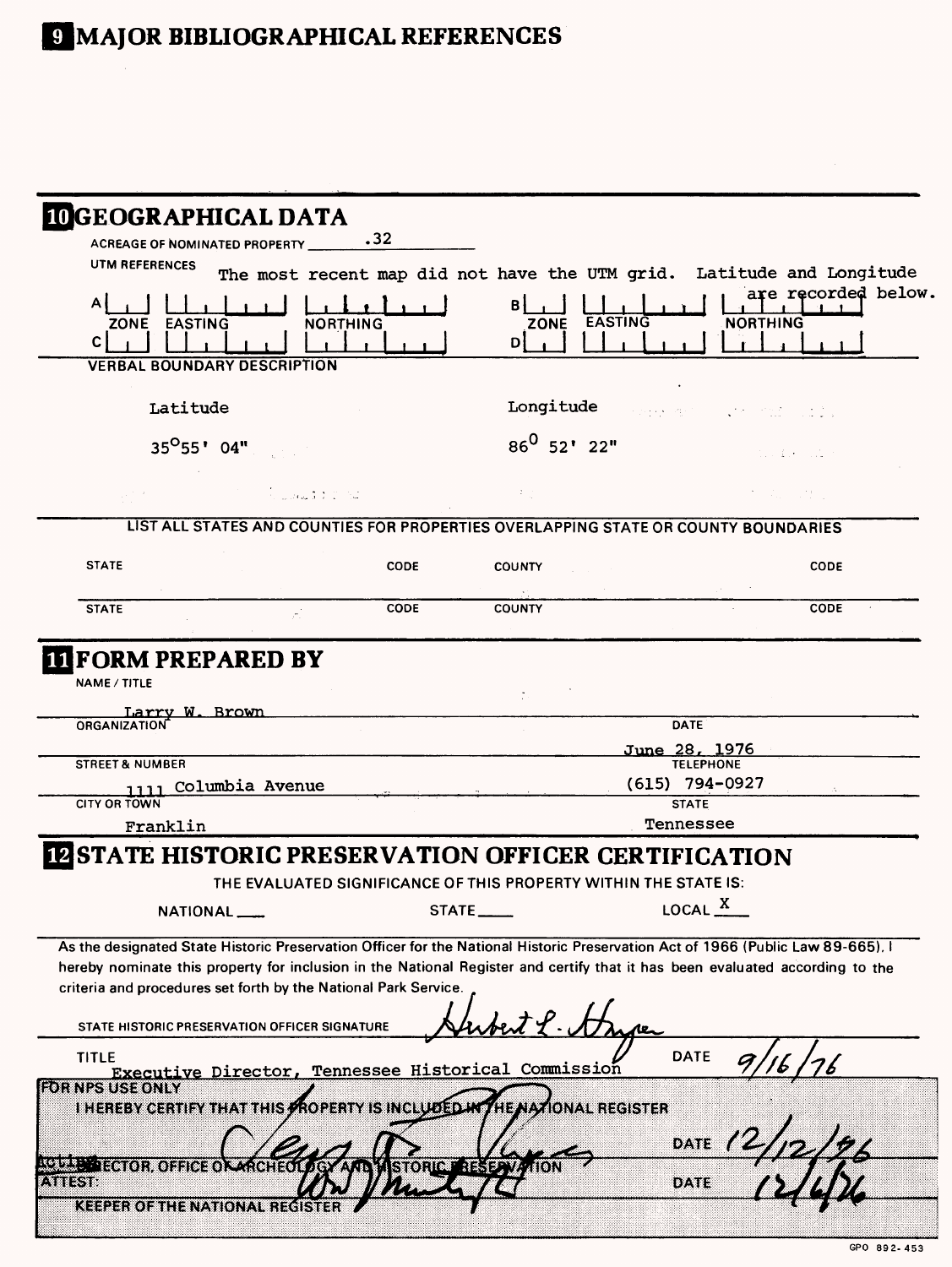# 9 MAJOR BIBLIOGRAPHICAL REFERENCES

# 10 GEOGRAPHICAL DATA

ACREAGE OF NOMINATED PROPERTY .32

UTM REFERENCES The most recent map did not have the UTM grid. Latitude and Longitude are recorded below.

| | ZONE | EASTING | NORTHING | | ZONE | EASTING | NORTHING |
|---|---|---|---|---|---|---|---|
| A | | | | B | | | |
| C | | | | D | | | |

VERBAL BOUNDARY DESCRIPTION

Latitude

35°55' 04"

Longitude

86° 52' 22"

LIST ALL STATES AND COUNTIES FOR PROPERTIES OVERLAPPING STATE OR COUNTY BOUNDARIES

| STATE | CODE | COUNTY | CODE |
|---|---|---|---|
| STATE | CODE | COUNTY | CODE |

# 11 FORM PREPARED BY

NAME / TITLE

Larry W. Brown

ORGANIZATION

DATE

June 28, 1976

STREET & NUMBER

1111 Columbia Avenue

TELEPHONE

(615) 794-0927

CITY OR TOWN

Franklin

STATE

Tennessee

# 12 STATE HISTORIC PRESERVATION OFFICER CERTIFICATION

THE EVALUATED SIGNIFICANCE OF THIS PROPERTY WITHIN THE STATE IS:

NATIONAL ___ STATE ___ LOCAL X

As the designated State Historic Preservation Officer for the National Historic Preservation Act of 1966 (Public Law 89-665), I hereby nominate this property for inclusion in the National Register and certify that it has been evaluated according to the criteria and procedures set forth by the National Park Service.

STATE HISTORIC PRESERVATION OFFICER SIGNATURE Herbert L. Harper

TITLE Executive Director, Tennessee Historical Commission

DATE 9/16/76

FOR NPS USE ONLY

I HEREBY CERTIFY THAT THIS PROPERTY IS INCLUDED IN THE NATIONAL REGISTER

DATE 12/12/76

Acting DIRECTOR, OFFICE OF ARCHEOLOGY AND HISTORIC PRESERVATION

ATTEST:

DATE 12/6/76

KEEPER OF THE NATIONAL REGISTER

GPO 892-453